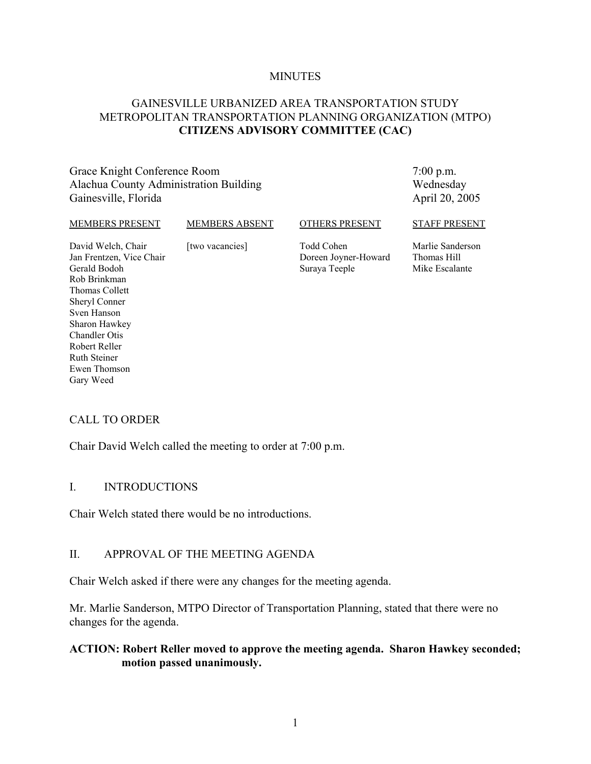MINUTES

# GAINESVILLE URBANIZED AREA TRANSPORTATION STUDY
# METROPOLITAN TRANSPORTATION PLANNING ORGANIZATION (MTPO)
# CITIZENS ADVISORY COMMITTEE (CAC)

Grace Knight Conference Room
Alachua County Administration Building
Gainesville, Florida

7:00 p.m.
Wednesday
April 20, 2005

| MEMBERS PRESENT | MEMBERS ABSENT | OTHERS PRESENT | STAFF PRESENT |
|---|---|---|---|
| David Welch, Chair | [two vacancies] | Todd Cohen | Marlie Sanderson |
| Jan Frentzen, Vice Chair | | Doreen Joyner-Howard | Thomas Hill |
| Gerald Bodoh | | Suraya Teeple | Mike Escalante |
| Rob Brinkman | | | |
| Thomas Collett | | | |
| Sheryl Conner | | | |
| Sven Hanson | | | |
| Sharon Hawkey | | | |
| Chandler Otis | | | |
| Robert Reller | | | |
| Ruth Steiner | | | |
| Ewen Thomson | | | |
| Gary Weed | | | |

## CALL TO ORDER

Chair David Welch called the meeting to order at 7:00 p.m.

## I. INTRODUCTIONS

Chair Welch stated there would be no introductions.

## II. APPROVAL OF THE MEETING AGENDA

Chair Welch asked if there were any changes for the meeting agenda.

Mr. Marlie Sanderson, MTPO Director of Transportation Planning, stated that there were no changes for the agenda.

**ACTION: Robert Reller moved to approve the meeting agenda. Sharon Hawkey seconded; motion passed unanimously.**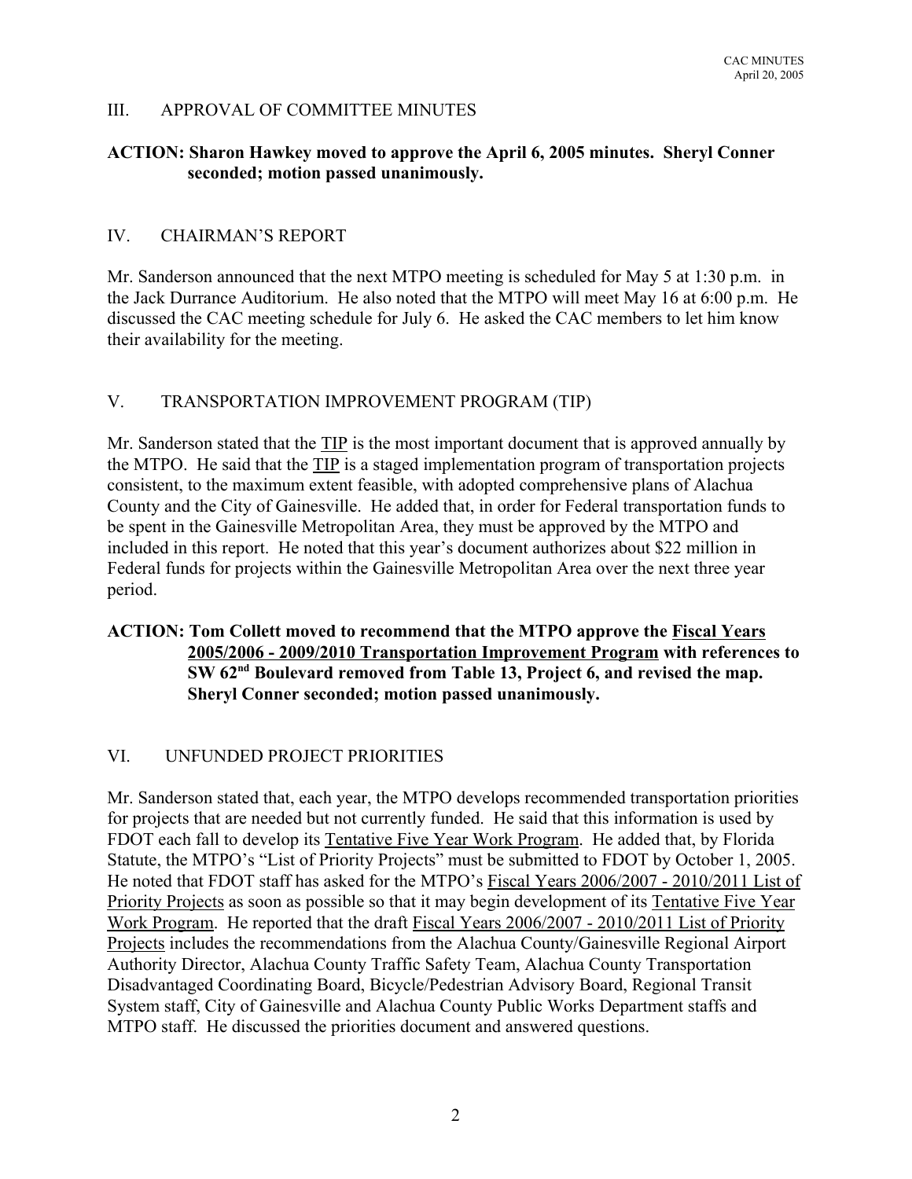## III. APPROVAL OF COMMITTEE MINUTES

**ACTION: Sharon Hawkey moved to approve the April 6, 2005 minutes. Sheryl Conner seconded; motion passed unanimously.**

## IV. CHAIRMAN'S REPORT

Mr. Sanderson announced that the next MTPO meeting is scheduled for May 5 at 1:30 p.m. in the Jack Durrance Auditorium. He also noted that the MTPO will meet May 16 at 6:00 p.m. He discussed the CAC meeting schedule for July 6. He asked the CAC members to let him know their availability for the meeting.

## V. TRANSPORTATION IMPROVEMENT PROGRAM (TIP)

Mr. Sanderson stated that the TIP is the most important document that is approved annually by the MTPO. He said that the TIP is a staged implementation program of transportation projects consistent, to the maximum extent feasible, with adopted comprehensive plans of Alachua County and the City of Gainesville. He added that, in order for Federal transportation funds to be spent in the Gainesville Metropolitan Area, they must be approved by the MTPO and included in this report. He noted that this year's document authorizes about $22 million in Federal funds for projects within the Gainesville Metropolitan Area over the next three year period.

**ACTION: Tom Collett moved to recommend that the MTPO approve the Fiscal Years 2005/2006 - 2009/2010 Transportation Improvement Program with references to SW 62nd Boulevard removed from Table 13, Project 6, and revised the map. Sheryl Conner seconded; motion passed unanimously.**

## VI. UNFUNDED PROJECT PRIORITIES

Mr. Sanderson stated that, each year, the MTPO develops recommended transportation priorities for projects that are needed but not currently funded. He said that this information is used by FDOT each fall to develop its Tentative Five Year Work Program. He added that, by Florida Statute, the MTPO's "List of Priority Projects" must be submitted to FDOT by October 1, 2005. He noted that FDOT staff has asked for the MTPO's Fiscal Years 2006/2007 - 2010/2011 List of Priority Projects as soon as possible so that it may begin development of its Tentative Five Year Work Program. He reported that the draft Fiscal Years 2006/2007 - 2010/2011 List of Priority Projects includes the recommendations from the Alachua County/Gainesville Regional Airport Authority Director, Alachua County Traffic Safety Team, Alachua County Transportation Disadvantaged Coordinating Board, Bicycle/Pedestrian Advisory Board, Regional Transit System staff, City of Gainesville and Alachua County Public Works Department staffs and MTPO staff. He discussed the priorities document and answered questions.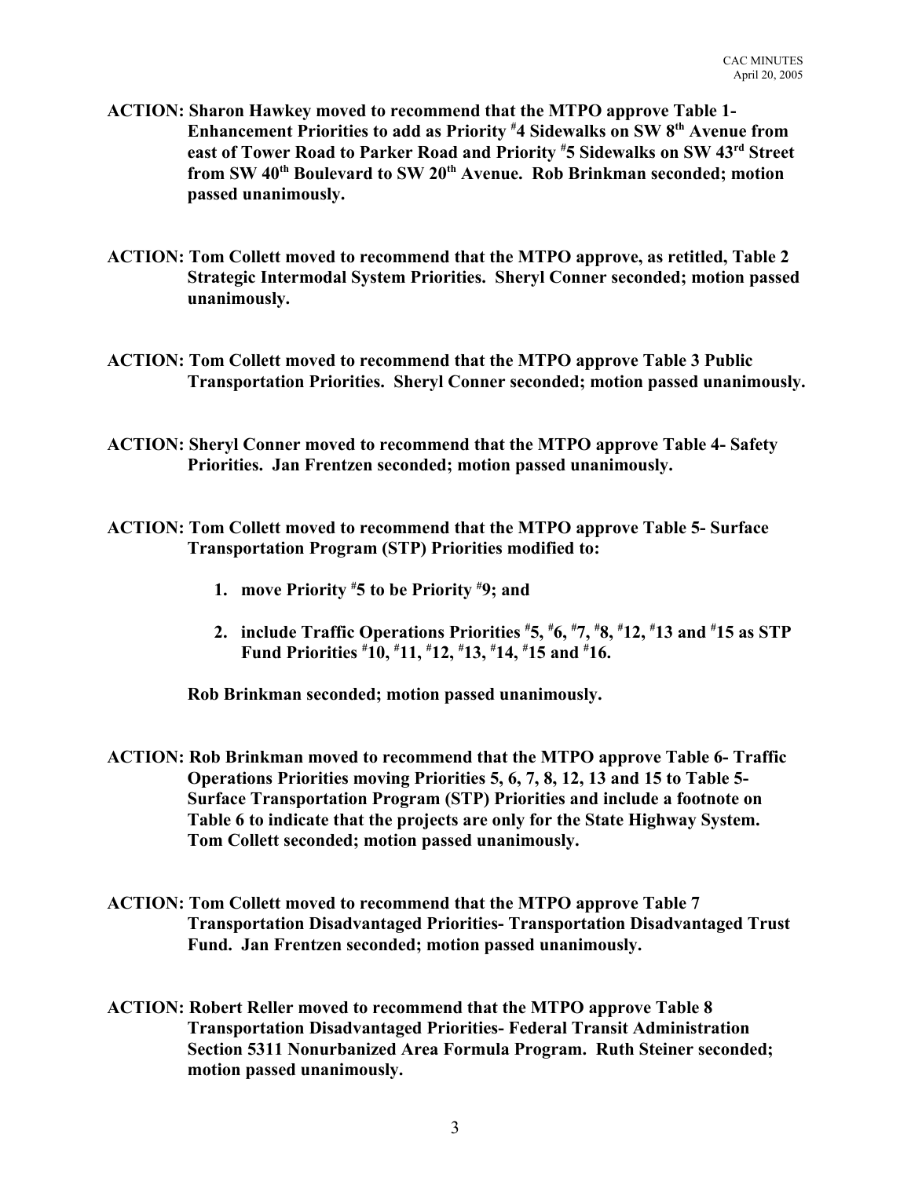**ACTION: Sharon Hawkey moved to recommend that the MTPO approve Table 1- Enhancement Priorities to add as Priority #4 Sidewalks on SW 8th Avenue from east of Tower Road to Parker Road and Priority #5 Sidewalks on SW 43rd Street from SW 40th Boulevard to SW 20th Avenue. Rob Brinkman seconded; motion passed unanimously.**

**ACTION: Tom Collett moved to recommend that the MTPO approve, as retitled, Table 2 Strategic Intermodal System Priorities. Sheryl Conner seconded; motion passed unanimously.**

**ACTION: Tom Collett moved to recommend that the MTPO approve Table 3 Public Transportation Priorities. Sheryl Conner seconded; motion passed unanimously.**

**ACTION: Sheryl Conner moved to recommend that the MTPO approve Table 4- Safety Priorities. Jan Frentzen seconded; motion passed unanimously.**

**ACTION: Tom Collett moved to recommend that the MTPO approve Table 5- Surface Transportation Program (STP) Priorities modified to:**

1. **move Priority #5 to be Priority #9; and**
2. **include Traffic Operations Priorities #5, #6, #7, #8, #12, #13 and #15 as STP Fund Priorities #10, #11, #12, #13, #14, #15 and #16.**

**Rob Brinkman seconded; motion passed unanimously.**

**ACTION: Rob Brinkman moved to recommend that the MTPO approve Table 6- Traffic Operations Priorities moving Priorities 5, 6, 7, 8, 12, 13 and 15 to Table 5- Surface Transportation Program (STP) Priorities and include a footnote on Table 6 to indicate that the projects are only for the State Highway System. Tom Collett seconded; motion passed unanimously.**

**ACTION: Tom Collett moved to recommend that the MTPO approve Table 7 Transportation Disadvantaged Priorities- Transportation Disadvantaged Trust Fund. Jan Frentzen seconded; motion passed unanimously.**

**ACTION: Robert Reller moved to recommend that the MTPO approve Table 8 Transportation Disadvantaged Priorities- Federal Transit Administration Section 5311 Nonurbanized Area Formula Program. Ruth Steiner seconded; motion passed unanimously.**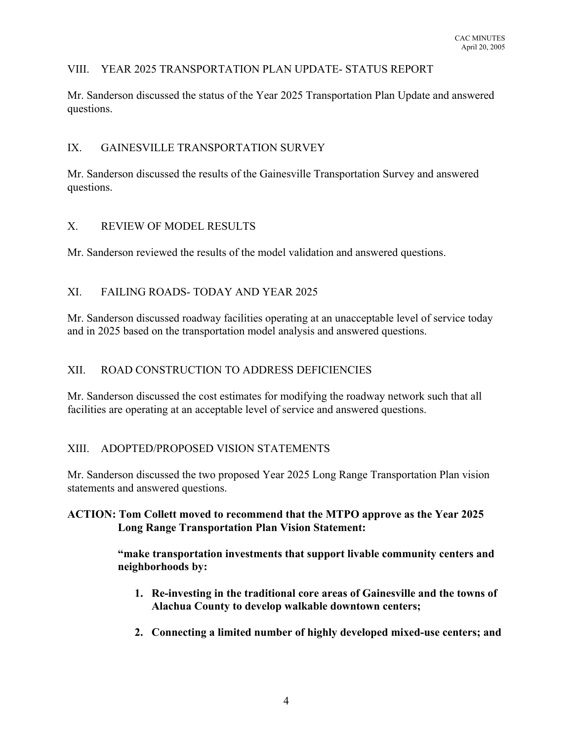## VIII. YEAR 2025 TRANSPORTATION PLAN UPDATE- STATUS REPORT

Mr. Sanderson discussed the status of the Year 2025 Transportation Plan Update and answered questions.

## IX. GAINESVILLE TRANSPORTATION SURVEY

Mr. Sanderson discussed the results of the Gainesville Transportation Survey and answered questions.

## X. REVIEW OF MODEL RESULTS

Mr. Sanderson reviewed the results of the model validation and answered questions.

## XI. FAILING ROADS- TODAY AND YEAR 2025

Mr. Sanderson discussed roadway facilities operating at an unacceptable level of service today and in 2025 based on the transportation model analysis and answered questions.

## XII. ROAD CONSTRUCTION TO ADDRESS DEFICIENCIES

Mr. Sanderson discussed the cost estimates for modifying the roadway network such that all facilities are operating at an acceptable level of service and answered questions.

## XIII. ADOPTED/PROPOSED VISION STATEMENTS

Mr. Sanderson discussed the two proposed Year 2025 Long Range Transportation Plan vision statements and answered questions.

**ACTION: Tom Collett moved to recommend that the MTPO approve as the Year 2025 Long Range Transportation Plan Vision Statement:**

> **"make transportation investments that support livable community centers and neighborhoods by:**
>
> 1. **Re-investing in the traditional core areas of Gainesville and the towns of Alachua County to develop walkable downtown centers;**
> 2. **Connecting a limited number of highly developed mixed-use centers; and**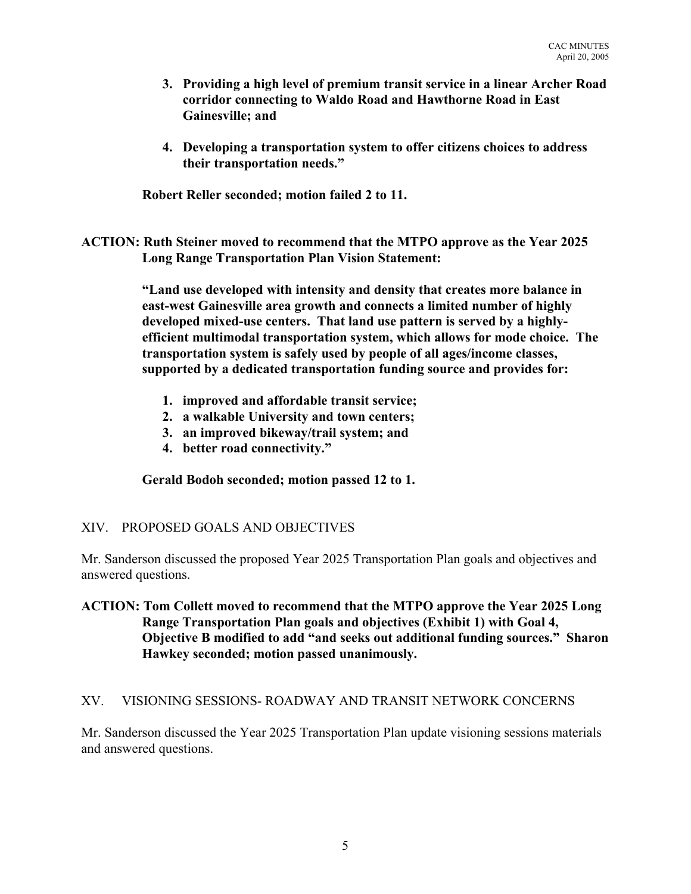3. **Providing a high level of premium transit service in a linear Archer Road corridor connecting to Waldo Road and Hawthorne Road in East Gainesville; and**

4. **Developing a transportation system to offer citizens choices to address their transportation needs."**

**Robert Reller seconded; motion failed 2 to 11.**

**ACTION: Ruth Steiner moved to recommend that the MTPO approve as the Year 2025 Long Range Transportation Plan Vision Statement:**

**"Land use developed with intensity and density that creates more balance in east-west Gainesville area growth and connects a limited number of highly developed mixed-use centers. That land use pattern is served by a highly-efficient multimodal transportation system, which allows for mode choice. The transportation system is safely used by people of all ages/income classes, supported by a dedicated transportation funding source and provides for:**

1. **improved and affordable transit service;**
2. **a walkable University and town centers;**
3. **an improved bikeway/trail system; and**
4. **better road connectivity."**

**Gerald Bodoh seconded; motion passed 12 to 1.**

## XIV. PROPOSED GOALS AND OBJECTIVES

Mr. Sanderson discussed the proposed Year 2025 Transportation Plan goals and objectives and answered questions.

**ACTION: Tom Collett moved to recommend that the MTPO approve the Year 2025 Long Range Transportation Plan goals and objectives (Exhibit 1) with Goal 4, Objective B modified to add "and seeks out additional funding sources." Sharon Hawkey seconded; motion passed unanimously.**

## XV. VISIONING SESSIONS- ROADWAY AND TRANSIT NETWORK CONCERNS

Mr. Sanderson discussed the Year 2025 Transportation Plan update visioning sessions materials and answered questions.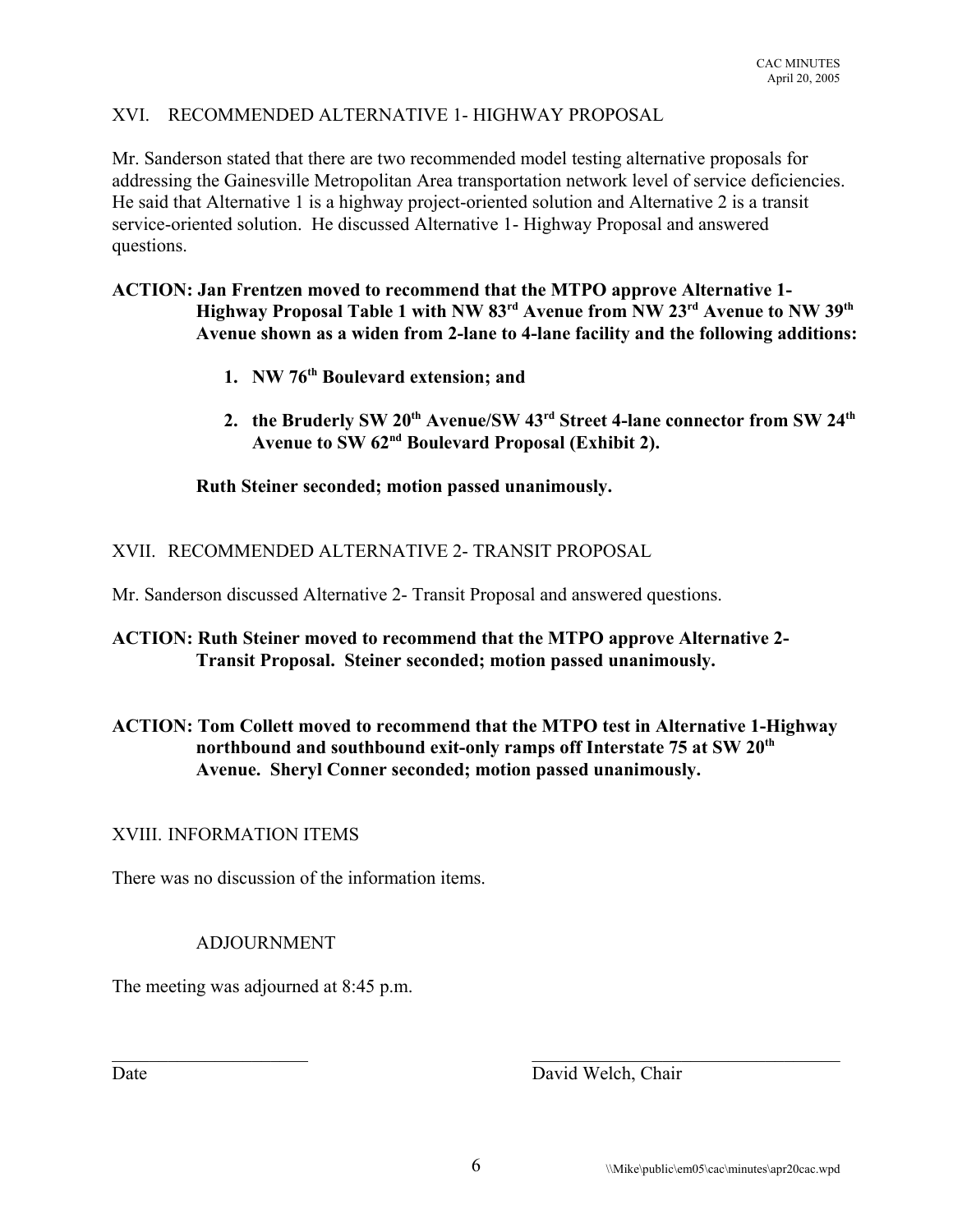## XVI. RECOMMENDED ALTERNATIVE 1- HIGHWAY PROPOSAL

Mr. Sanderson stated that there are two recommended model testing alternative proposals for addressing the Gainesville Metropolitan Area transportation network level of service deficiencies. He said that Alternative 1 is a highway project-oriented solution and Alternative 2 is a transit service-oriented solution. He discussed Alternative 1- Highway Proposal and answered questions.

**ACTION: Jan Frentzen moved to recommend that the MTPO approve Alternative 1-Highway Proposal Table 1 with NW 83rd Avenue from NW 23rd Avenue to NW 39th Avenue shown as a widen from 2-lane to 4-lane facility and the following additions:**

1. **NW 76th Boulevard extension; and**
2. **the Bruderly SW 20th Avenue/SW 43rd Street 4-lane connector from SW 24th Avenue to SW 62nd Boulevard Proposal (Exhibit 2).**

**Ruth Steiner seconded; motion passed unanimously.**

## XVII. RECOMMENDED ALTERNATIVE 2- TRANSIT PROPOSAL

Mr. Sanderson discussed Alternative 2- Transit Proposal and answered questions.

**ACTION: Ruth Steiner moved to recommend that the MTPO approve Alternative 2-Transit Proposal. Steiner seconded; motion passed unanimously.**

**ACTION: Tom Collett moved to recommend that the MTPO test in Alternative 1-Highway northbound and southbound exit-only ramps off Interstate 75 at SW 20th Avenue. Sheryl Conner seconded; motion passed unanimously.**

## XVIII. INFORMATION ITEMS

There was no discussion of the information items.

## ADJOURNMENT

The meeting was adjourned at 8:45 p.m.

\_\_\_\_\_\_\_\_\_\_\_\_\_\_\_\_\_\_\_\_\_\_ \_\_\_\_\_\_\_\_\_\_\_\_\_\_\_\_\_\_\_\_\_\_\_\_\_\_\_\_\_\_\_\_\_\_

Date David Welch, Chair

\\Mike\public\em05\cac\minutes\apr20cac.wpd